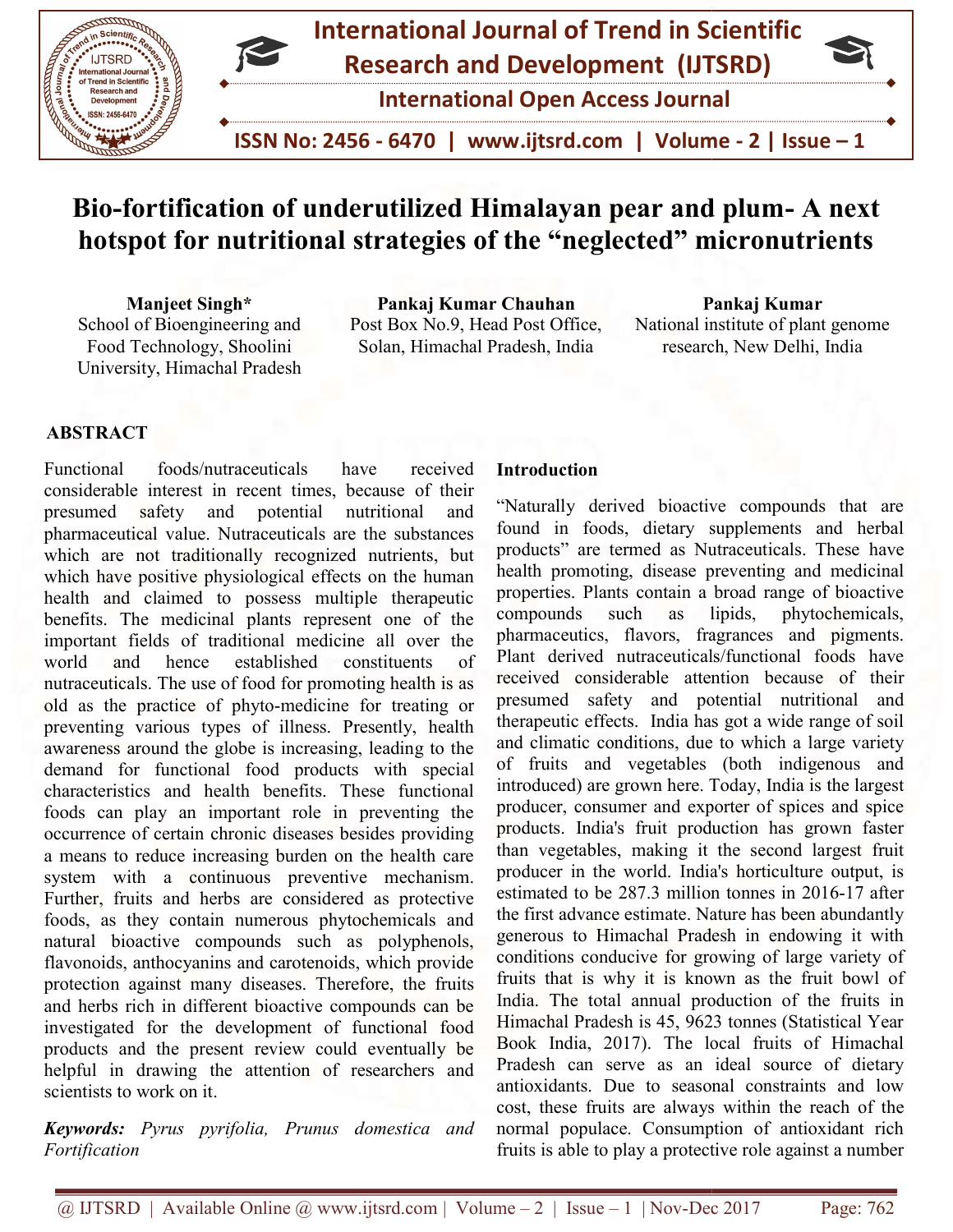# Bio-fortification of underutilized Himalayan pear and plum- A next hotspot for nutritional strategies of the "neglected" micronutrients

**Manjeet Singh***
School of Bioengineering and Food Technology, Shoolini University, Himachal Pradesh

**Pankaj Kumar Chauhan**
Post Box No.9, Head Post Office, Solan, Himachal Pradesh, India

**Pankaj Kumar**
National institute of plant genome research, New Delhi, India

## ABSTRACT

Functional foods/nutraceuticals have received considerable interest in recent times, because of their presumed safety and potential nutritional and pharmaceutical value. Nutraceuticals are the substances which are not traditionally recognized nutrients, but which have positive physiological effects on the human health and claimed to possess multiple therapeutic benefits. The medicinal plants represent one of the important fields of traditional medicine all over the world and hence established constituents of nutraceuticals. The use of food for promoting health is as old as the practice of phyto-medicine for treating or preventing various types of illness. Presently, health awareness around the globe is increasing, leading to the demand for functional food products with special characteristics and health benefits. These functional foods can play an important role in preventing the occurrence of certain chronic diseases besides providing a means to reduce increasing burden on the health care system with a continuous preventive mechanism. Further, fruits and herbs are considered as protective foods, as they contain numerous phytochemicals and natural bioactive compounds such as polyphenols, flavonoids, anthocyanins and carotenoids, which provide protection against many diseases. Therefore, the fruits and herbs rich in different bioactive compounds can be investigated for the development of functional food products and the present review could eventually be helpful in drawing the attention of researchers and scientists to work on it.

***Keywords:*** *Pyrus pyrifolia, Prunus domestica and Fortification*

## Introduction

"Naturally derived bioactive compounds that are found in foods, dietary supplements and herbal products" are termed as Nutraceuticals. These have health promoting, disease preventing and medicinal properties. Plants contain a broad range of bioactive compounds such as lipids, phytochemicals, pharmaceutics, flavors, fragrances and pigments. Plant derived nutraceuticals/functional foods have received considerable attention because of their presumed safety and potential nutritional and therapeutic effects. India has got a wide range of soil and climatic conditions, due to which a large variety of fruits and vegetables (both indigenous and introduced) are grown here. Today, India is the largest producer, consumer and exporter of spices and spice products. India's fruit production has grown faster than vegetables, making it the second largest fruit producer in the world. India's horticulture output, is estimated to be 287.3 million tonnes in 2016-17 after the first advance estimate. Nature has been abundantly generous to Himachal Pradesh in endowing it with conditions conducive for growing of large variety of fruits that is why it is known as the fruit bowl of India. The total annual production of the fruits in Himachal Pradesh is 45, 9623 tonnes (Statistical Year Book India, 2017). The local fruits of Himachal Pradesh can serve as an ideal source of dietary antioxidants. Due to seasonal constraints and low cost, these fruits are always within the reach of the normal populace. Consumption of antioxidant rich fruits is able to play a protective role against a number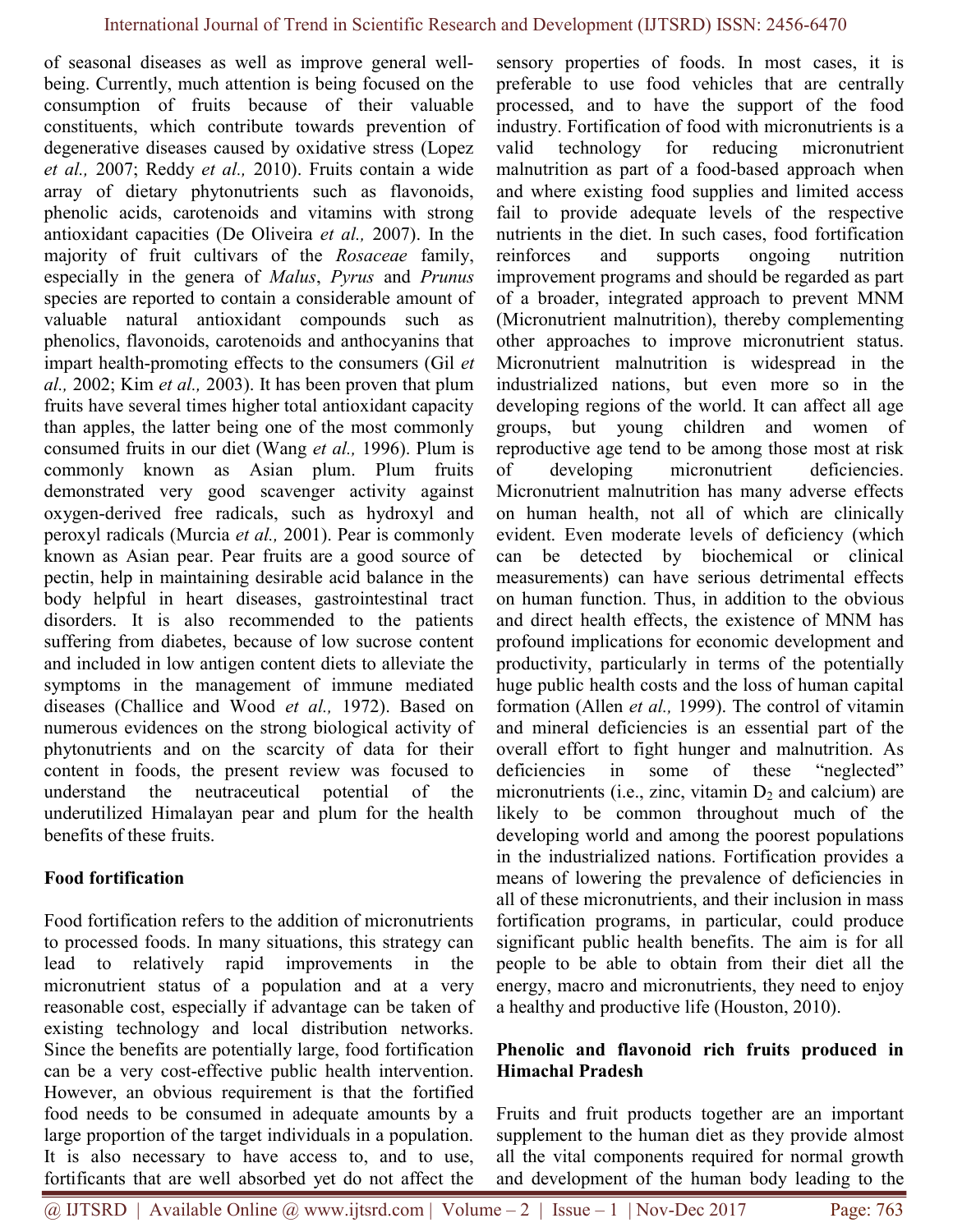of seasonal diseases as well as improve general well-being. Currently, much attention is being focused on the consumption of fruits because of their valuable constituents, which contribute towards prevention of degenerative diseases caused by oxidative stress (Lopez *et al.,* 2007; Reddy *et al.,* 2010). Fruits contain a wide array of dietary phytonutrients such as flavonoids, phenolic acids, carotenoids and vitamins with strong antioxidant capacities (De Oliveira *et al.,* 2007). In the majority of fruit cultivars of the *Rosaceae* family, especially in the genera of *Malus*, *Pyrus* and *Prunus* species are reported to contain a considerable amount of valuable natural antioxidant compounds such as phenolics, flavonoids, carotenoids and anthocyanins that impart health-promoting effects to the consumers (Gil *et al.,* 2002; Kim *et al.,* 2003). It has been proven that plum fruits have several times higher total antioxidant capacity than apples, the latter being one of the most commonly consumed fruits in our diet (Wang *et al.,* 1996). Plum is commonly known as Asian plum. Plum fruits demonstrated very good scavenger activity against oxygen-derived free radicals, such as hydroxyl and peroxyl radicals (Murcia *et al.,* 2001). Pear is commonly known as Asian pear. Pear fruits are a good source of pectin, help in maintaining desirable acid balance in the body helpful in heart diseases, gastrointestinal tract disorders. It is also recommended to the patients suffering from diabetes, because of low sucrose content and included in low antigen content diets to alleviate the symptoms in the management of immune mediated diseases (Challice and Wood *et al.,* 1972). Based on numerous evidences on the strong biological activity of phytonutrients and on the scarcity of data for their content in foods, the present review was focused to understand the neutraceutical potential of the underutilized Himalayan pear and plum for the health benefits of these fruits.

## Food fortification

Food fortification refers to the addition of micronutrients to processed foods. In many situations, this strategy can lead to relatively rapid improvements in the micronutrient status of a population and at a very reasonable cost, especially if advantage can be taken of existing technology and local distribution networks. Since the benefits are potentially large, food fortification can be a very cost-effective public health intervention. However, an obvious requirement is that the fortified food needs to be consumed in adequate amounts by a large proportion of the target individuals in a population. It is also necessary to have access to, and to use, fortificants that are well absorbed yet do not affect the sensory properties of foods. In most cases, it is preferable to use food vehicles that are centrally processed, and to have the support of the food industry. Fortification of food with micronutrients is a valid technology for reducing micronutrient malnutrition as part of a food-based approach when and where existing food supplies and limited access fail to provide adequate levels of the respective nutrients in the diet. In such cases, food fortification reinforces and supports ongoing nutrition improvement programs and should be regarded as part of a broader, integrated approach to prevent MNM (Micronutrient malnutrition), thereby complementing other approaches to improve micronutrient status. Micronutrient malnutrition is widespread in the industrialized nations, but even more so in the developing regions of the world. It can affect all age groups, but young children and women of reproductive age tend to be among those most at risk of developing micronutrient deficiencies. Micronutrient malnutrition has many adverse effects on human health, not all of which are clinically evident. Even moderate levels of deficiency (which can be detected by biochemical or clinical measurements) can have serious detrimental effects on human function. Thus, in addition to the obvious and direct health effects, the existence of MNM has profound implications for economic development and productivity, particularly in terms of the potentially huge public health costs and the loss of human capital formation (Allen *et al.,* 1999). The control of vitamin and mineral deficiencies is an essential part of the overall effort to fight hunger and malnutrition. As deficiencies in some of these "neglected" micronutrients (i.e., zinc, vitamin $D_2$ and calcium) are likely to be common throughout much of the developing world and among the poorest populations in the industrialized nations. Fortification provides a means of lowering the prevalence of deficiencies in all of these micronutrients, and their inclusion in mass fortification programs, in particular, could produce significant public health benefits. The aim is for all people to be able to obtain from their diet all the energy, macro and micronutrients, they need to enjoy a healthy and productive life (Houston, 2010).

## Phenolic and flavonoid rich fruits produced in Himachal Pradesh

Fruits and fruit products together are an important supplement to the human diet as they provide almost all the vital components required for normal growth and development of the human body leading to the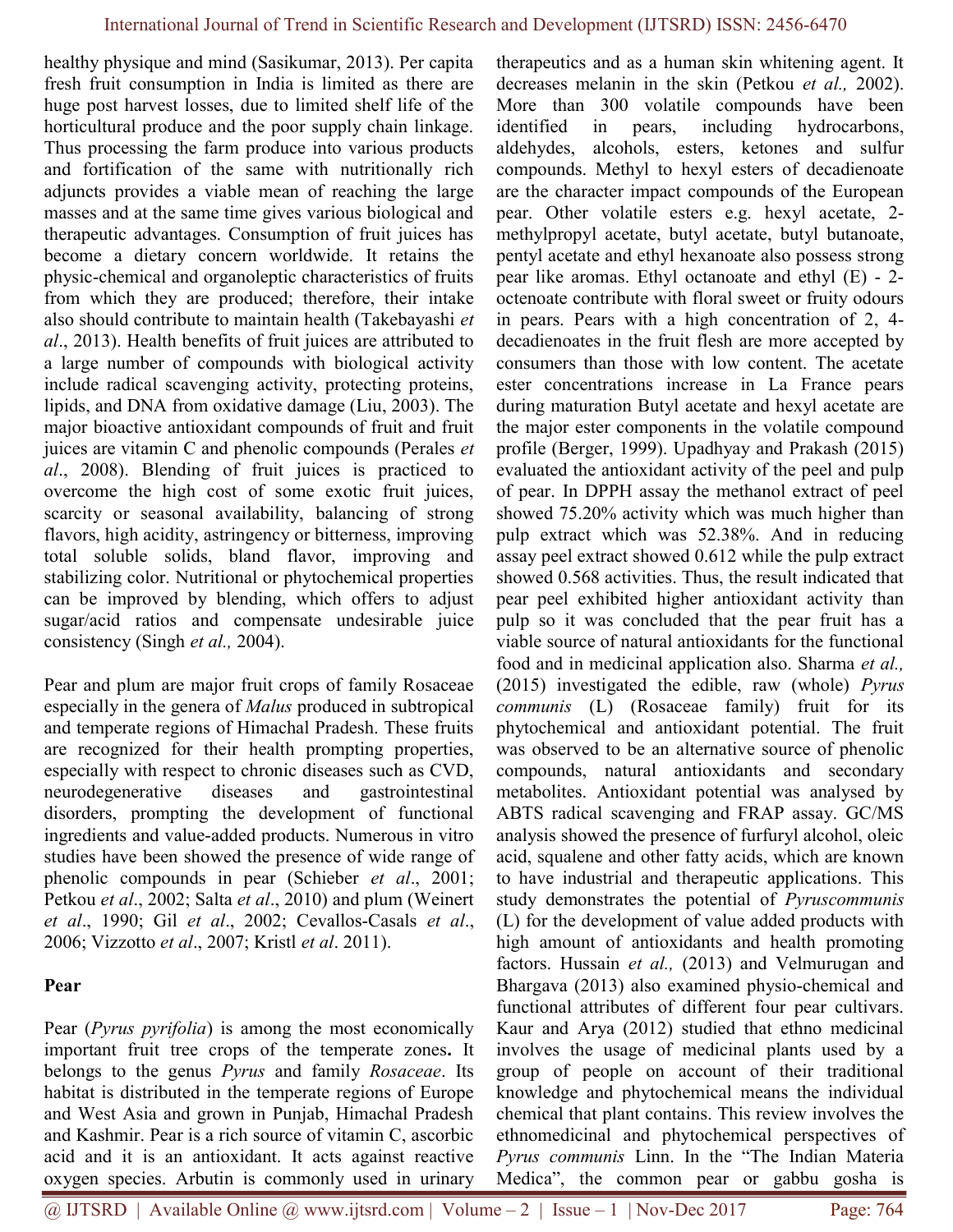healthy physique and mind (Sasikumar, 2013). Per capita fresh fruit consumption in India is limited as there are huge post harvest losses, due to limited shelf life of the horticultural produce and the poor supply chain linkage. Thus processing the farm produce into various products and fortification of the same with nutritionally rich adjuncts provides a viable mean of reaching the large masses and at the same time gives various biological and therapeutic advantages. Consumption of fruit juices has become a dietary concern worldwide. It retains the physic-chemical and organoleptic characteristics of fruits from which they are produced; therefore, their intake also should contribute to maintain health (Takebayashi *et al*., 2013). Health benefits of fruit juices are attributed to a large number of compounds with biological activity include radical scavenging activity, protecting proteins, lipids, and DNA from oxidative damage (Liu, 2003). The major bioactive antioxidant compounds of fruit and fruit juices are vitamin C and phenolic compounds (Perales *et al*., 2008). Blending of fruit juices is practiced to overcome the high cost of some exotic fruit juices, scarcity or seasonal availability, balancing of strong flavors, high acidity, astringency or bitterness, improving total soluble solids, bland flavor, improving and stabilizing color. Nutritional or phytochemical properties can be improved by blending, which offers to adjust sugar/acid ratios and compensate undesirable juice consistency (Singh *et al.,* 2004).

Pear and plum are major fruit crops of family Rosaceae especially in the genera of *Malus* produced in subtropical and temperate regions of Himachal Pradesh. These fruits are recognized for their health prompting properties, especially with respect to chronic diseases such as CVD, neurodegenerative diseases and gastrointestinal disorders, prompting the development of functional ingredients and value-added products. Numerous in vitro studies have been showed the presence of wide range of phenolic compounds in pear (Schieber *et al*., 2001; Petkou *et al*., 2002; Salta *et al*., 2010) and plum (Weinert *et al*., 1990; Gil *et al*., 2002; Cevallos-Casals *et al*., 2006; Vizzotto *et al*., 2007; Kristl *et al*. 2011).

**Pear**

Pear (*Pyrus pyrifolia*) is among the most economically important fruit tree crops of the temperate zones**.** It belongs to the genus *Pyrus* and family *Rosaceae*. Its habitat is distributed in the temperate regions of Europe and West Asia and grown in Punjab, Himachal Pradesh and Kashmir. Pear is a rich source of vitamin C, ascorbic acid and it is an antioxidant. It acts against reactive oxygen species. Arbutin is commonly used in urinary therapeutics and as a human skin whitening agent. It decreases melanin in the skin (Petkou *et al.,* 2002). More than 300 volatile compounds have been identified in pears, including hydrocarbons, aldehydes, alcohols, esters, ketones and sulfur compounds. Methyl to hexyl esters of decadienoate are the character impact compounds of the European pear. Other volatile esters e.g. hexyl acetate, 2-methylpropyl acetate, butyl acetate, butyl butanoate, pentyl acetate and ethyl hexanoate also possess strong pear like aromas. Ethyl octanoate and ethyl (E) - 2-octenoate contribute with floral sweet or fruity odours in pears. Pears with a high concentration of 2, 4-decadienoates in the fruit flesh are more accepted by consumers than those with low content. The acetate ester concentrations increase in La France pears during maturation Butyl acetate and hexyl acetate are the major ester components in the volatile compound profile (Berger, 1999). Upadhyay and Prakash (2015) evaluated the antioxidant activity of the peel and pulp of pear. In DPPH assay the methanol extract of peel showed 75.20% activity which was much higher than pulp extract which was 52.38%. And in reducing assay peel extract showed 0.612 while the pulp extract showed 0.568 activities. Thus, the result indicated that pear peel exhibited higher antioxidant activity than pulp so it was concluded that the pear fruit has a viable source of natural antioxidants for the functional food and in medicinal application also. Sharma *et al.,* (2015) investigated the edible, raw (whole) *Pyrus communis* (L) (Rosaceae family) fruit for its phytochemical and antioxidant potential. The fruit was observed to be an alternative source of phenolic compounds, natural antioxidants and secondary metabolites. Antioxidant potential was analysed by ABTS radical scavenging and FRAP assay. GC/MS analysis showed the presence of furfuryl alcohol, oleic acid, squalene and other fatty acids, which are known to have industrial and therapeutic applications. This study demonstrates the potential of *Pyruscommunis* (L) for the development of value added products with high amount of antioxidants and health promoting factors. Hussain *et al.,* (2013) and Velmurugan and Bhargava (2013) also examined physio-chemical and functional attributes of different four pear cultivars. Kaur and Arya (2012) studied that ethno medicinal involves the usage of medicinal plants used by a group of people on account of their traditional knowledge and phytochemical means the individual chemical that plant contains. This review involves the ethnomedicinal and phytochemical perspectives of *Pyrus communis* Linn. In the "The Indian Materia Medica", the common pear or gabbu gosha is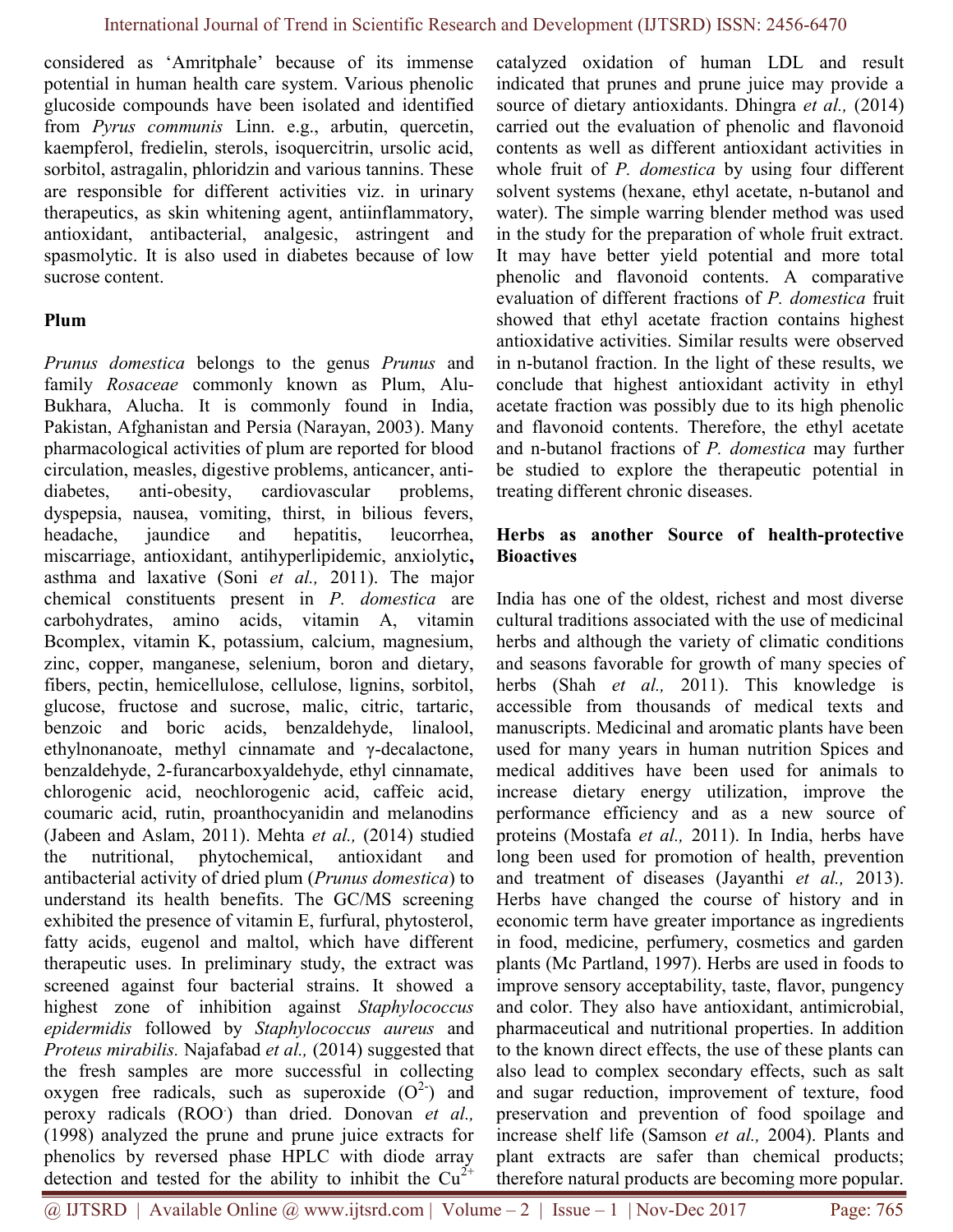considered as 'Amritphale' because of its immense potential in human health care system. Various phenolic glucoside compounds have been isolated and identified from *Pyrus communis* Linn. e.g., arbutin, quercetin, kaempferol, fredielin, sterols, isoquercitrin, ursolic acid, sorbitol, astragalin, phloridzin and various tannins. These are responsible for different activities viz. in urinary therapeutics, as skin whitening agent, antiinflammatory, antioxidant, antibacterial, analgesic, astringent and spasmolytic. It is also used in diabetes because of low sucrose content.

**Plum**

*Prunus domestica* belongs to the genus *Prunus* and family *Rosaceae* commonly known as Plum, Alu-Bukhara, Alucha. It is commonly found in India, Pakistan, Afghanistan and Persia (Narayan, 2003). Many pharmacological activities of plum are reported for blood circulation, measles, digestive problems, anticancer, anti-diabetes, anti-obesity, cardiovascular problems, dyspepsia, nausea, vomiting, thirst, in bilious fevers, headache, jaundice and hepatitis, leucorrhea, miscarriage, antioxidant, antihyperlipidemic, anxiolytic**,** asthma and laxative (Soni *et al.,* 2011). The major chemical constituents present in *P. domestica* are carbohydrates, amino acids, vitamin A, vitamin Bcomplex, vitamin K, potassium, calcium, magnesium, zinc, copper, manganese, selenium, boron and dietary, fibers, pectin, hemicellulose, cellulose, lignins, sorbitol, glucose, fructose and sucrose, malic, citric, tartaric, benzoic and boric acids, benzaldehyde, linalool, ethylnonanoate, methyl cinnamate and γ-decalactone, benzaldehyde, 2-furancarboxyaldehyde, ethyl cinnamate, chlorogenic acid, neochlorogenic acid, caffeic acid, coumaric acid, rutin, proanthocyanidin and melanodins (Jabeen and Aslam, 2011). Mehta *et al.,* (2014) studied the nutritional, phytochemical, antioxidant and antibacterial activity of dried plum (*Prunus domestica*) to understand its health benefits. The GC/MS screening exhibited the presence of vitamin E, furfural, phytosterol, fatty acids, eugenol and maltol, which have different therapeutic uses. In preliminary study, the extract was screened against four bacterial strains. It showed a highest zone of inhibition against *Staphylococcus epidermidis* followed by *Staphylococcus aureus* and *Proteus mirabilis.* Najafabad *et al.,* (2014) suggested that the fresh samples are more successful in collecting oxygen free radicals, such as superoxide ($O^{2-}$) and peroxy radicals ($ROO^{\cdot}$) than dried. Donovan *et al.,* (1998) analyzed the prune and prune juice extracts for phenolics by reversed phase HPLC with diode array detection and tested for the ability to inhibit the $Cu^{2+}$ catalyzed oxidation of human LDL and result indicated that prunes and prune juice may provide a source of dietary antioxidants. Dhingra *et al.,* (2014) carried out the evaluation of phenolic and flavonoid contents as well as different antioxidant activities in whole fruit of *P. domestica* by using four different solvent systems (hexane, ethyl acetate, n-butanol and water). The simple warring blender method was used in the study for the preparation of whole fruit extract. It may have better yield potential and more total phenolic and flavonoid contents. A comparative evaluation of different fractions of *P. domestica* fruit showed that ethyl acetate fraction contains highest antioxidative activities. Similar results were observed in n-butanol fraction. In the light of these results, we conclude that highest antioxidant activity in ethyl acetate fraction was possibly due to its high phenolic and flavonoid contents. Therefore, the ethyl acetate and n-butanol fractions of *P. domestica* may further be studied to explore the therapeutic potential in treating different chronic diseases.

**Herbs as another Source of health-protective Bioactives**

India has one of the oldest, richest and most diverse cultural traditions associated with the use of medicinal herbs and although the variety of climatic conditions and seasons favorable for growth of many species of herbs (Shah *et al.,* 2011). This knowledge is accessible from thousands of medical texts and manuscripts. Medicinal and aromatic plants have been used for many years in human nutrition Spices and medical additives have been used for animals to increase dietary energy utilization, improve the performance efficiency and as a new source of proteins (Mostafa *et al.,* 2011). In India, herbs have long been used for promotion of health, prevention and treatment of diseases (Jayanthi *et al.,* 2013). Herbs have changed the course of history and in economic term have greater importance as ingredients in food, medicine, perfumery, cosmetics and garden plants (Mc Partland, 1997). Herbs are used in foods to improve sensory acceptability, taste, flavor, pungency and color. They also have antioxidant, antimicrobial, pharmaceutical and nutritional properties. In addition to the known direct effects, the use of these plants can also lead to complex secondary effects, such as salt and sugar reduction, improvement of texture, food preservation and prevention of food spoilage and increase shelf life (Samson *et al.,* 2004). Plants and plant extracts are safer than chemical products; therefore natural products are becoming more popular.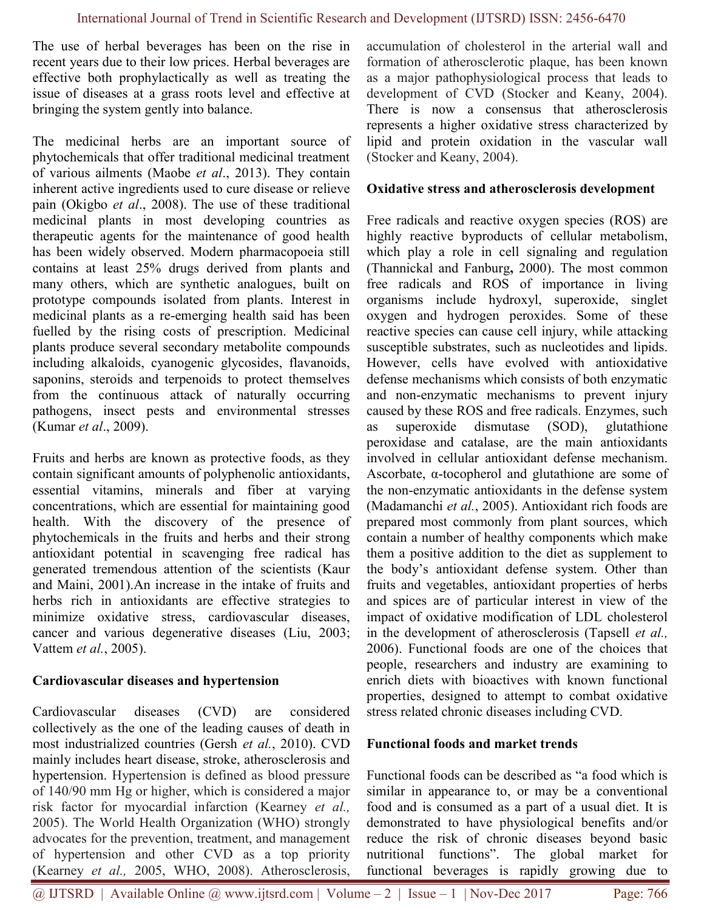The use of herbal beverages has been on the rise in recent years due to their low prices. Herbal beverages are effective both prophylactically as well as treating the issue of diseases at a grass roots level and effective at bringing the system gently into balance.

The medicinal herbs are an important source of phytochemicals that offer traditional medicinal treatment of various ailments (Maobe *et al*., 2013). They contain inherent active ingredients used to cure disease or relieve pain (Okigbo *et al*., 2008). The use of these traditional medicinal plants in most developing countries as therapeutic agents for the maintenance of good health has been widely observed. Modern pharmacopoeia still contains at least 25% drugs derived from plants and many others, which are synthetic analogues, built on prototype compounds isolated from plants. Interest in medicinal plants as a re-emerging health said has been fuelled by the rising costs of prescription. Medicinal plants produce several secondary metabolite compounds including alkaloids, cyanogenic glycosides, flavanoids, saponins, steroids and terpenoids to protect themselves from the continuous attack of naturally occurring pathogens, insect pests and environmental stresses (Kumar *et al*., 2009).

Fruits and herbs are known as protective foods, as they contain significant amounts of polyphenolic antioxidants, essential vitamins, minerals and fiber at varying concentrations, which are essential for maintaining good health. With the discovery of the presence of phytochemicals in the fruits and herbs and their strong antioxidant potential in scavenging free radical has generated tremendous attention of the scientists (Kaur and Maini, 2001).An increase in the intake of fruits and herbs rich in antioxidants are effective strategies to minimize oxidative stress, cardiovascular diseases, cancer and various degenerative diseases (Liu, 2003; Vattem *et al.*, 2005).

**Cardiovascular diseases and hypertension**

Cardiovascular diseases (CVD) are considered collectively as the one of the leading causes of death in most industrialized countries (Gersh *et al.*, 2010). CVD mainly includes heart disease, stroke, atherosclerosis and hypertension. Hypertension is defined as blood pressure of 140/90 mm Hg or higher, which is considered a major risk factor for myocardial infarction (Kearney *et al.,* 2005). The World Health Organization (WHO) strongly advocates for the prevention, treatment, and management of hypertension and other CVD as a top priority (Kearney *et al.,* 2005, WHO, 2008). Atherosclerosis, accumulation of cholesterol in the arterial wall and formation of atherosclerotic plaque, has been known as a major pathophysiological process that leads to development of CVD (Stocker and Keany, 2004). There is now a consensus that atherosclerosis represents a higher oxidative stress characterized by lipid and protein oxidation in the vascular wall (Stocker and Keany, 2004).

**Oxidative stress and atherosclerosis development**

Free radicals and reactive oxygen species (ROS) are highly reactive byproducts of cellular metabolism, which play a role in cell signaling and regulation (Thannickal and Fanburg**,** 2000). The most common free radicals and ROS of importance in living organisms include hydroxyl, superoxide, singlet oxygen and hydrogen peroxides. Some of these reactive species can cause cell injury, while attacking susceptible substrates, such as nucleotides and lipids. However, cells have evolved with antioxidative defense mechanisms which consists of both enzymatic and non-enzymatic mechanisms to prevent injury caused by these ROS and free radicals. Enzymes, such as superoxide dismutase (SOD), glutathione peroxidase and catalase, are the main antioxidants involved in cellular antioxidant defense mechanism. Ascorbate, α-tocopherol and glutathione are some of the non-enzymatic antioxidants in the defense system (Madamanchi *et al.*, 2005). Antioxidant rich foods are prepared most commonly from plant sources, which contain a number of healthy components which make them a positive addition to the diet as supplement to the body's antioxidant defense system. Other than fruits and vegetables, antioxidant properties of herbs and spices are of particular interest in view of the impact of oxidative modification of LDL cholesterol in the development of atherosclerosis (Tapsell *et al.,* 2006). Functional foods are one of the choices that people, researchers and industry are examining to enrich diets with bioactives with known functional properties, designed to attempt to combat oxidative stress related chronic diseases including CVD.

**Functional foods and market trends**

Functional foods can be described as "a food which is similar in appearance to, or may be a conventional food and is consumed as a part of a usual diet. It is demonstrated to have physiological benefits and/or reduce the risk of chronic diseases beyond basic nutritional functions". The global market for functional beverages is rapidly growing due to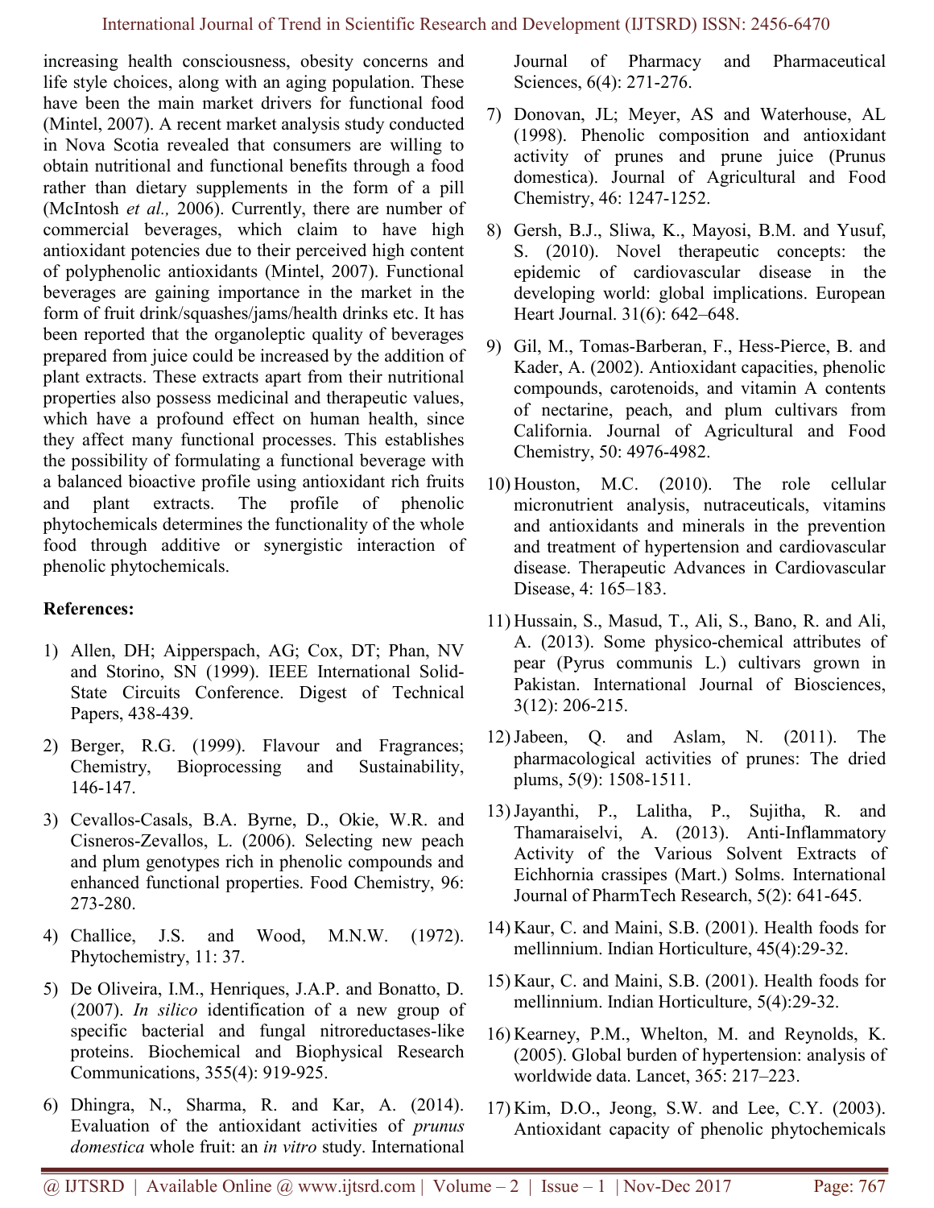increasing health consciousness, obesity concerns and life style choices, along with an aging population. These have been the main market drivers for functional food (Mintel, 2007). A recent market analysis study conducted in Nova Scotia revealed that consumers are willing to obtain nutritional and functional benefits through a food rather than dietary supplements in the form of a pill (McIntosh *et al.,* 2006). Currently, there are number of commercial beverages, which claim to have high antioxidant potencies due to their perceived high content of polyphenolic antioxidants (Mintel, 2007). Functional beverages are gaining importance in the market in the form of fruit drink/squashes/jams/health drinks etc. It has been reported that the organoleptic quality of beverages prepared from juice could be increased by the addition of plant extracts. These extracts apart from their nutritional properties also possess medicinal and therapeutic values, which have a profound effect on human health, since they affect many functional processes. This establishes the possibility of formulating a functional beverage with a balanced bioactive profile using antioxidant rich fruits and plant extracts. The profile of phenolic phytochemicals determines the functionality of the whole food through additive or synergistic interaction of phenolic phytochemicals.

**References:**

1) Allen, DH; Aipperspach, AG; Cox, DT; Phan, NV and Storino, SN (1999). IEEE International Solid-State Circuits Conference. Digest of Technical Papers, 438-439.

2) Berger, R.G. (1999). Flavour and Fragrances; Chemistry, Bioprocessing and Sustainability, 146-147.

3) Cevallos-Casals, B.A. Byrne, D., Okie, W.R. and Cisneros-Zevallos, L. (2006). Selecting new peach and plum genotypes rich in phenolic compounds and enhanced functional properties. Food Chemistry, 96: 273-280.

4) Challice, J.S. and Wood, M.N.W. (1972). Phytochemistry, 11: 37.

5) De Oliveira, I.M., Henriques, J.A.P. and Bonatto, D. (2007). *In silico* identification of a new group of specific bacterial and fungal nitroreductases-like proteins. Biochemical and Biophysical Research Communications, 355(4): 919-925.

6) Dhingra, N., Sharma, R. and Kar, A. (2014). Evaluation of the antioxidant activities of *prunus domestica* whole fruit: an *in vitro* study. International Journal of Pharmacy and Pharmaceutical Sciences, 6(4): 271-276.

7) Donovan, JL; Meyer, AS and Waterhouse, AL (1998). Phenolic composition and antioxidant activity of prunes and prune juice (Prunus domestica). Journal of Agricultural and Food Chemistry, 46: 1247-1252.

8) Gersh, B.J., Sliwa, K., Mayosi, B.M. and Yusuf, S. (2010). Novel therapeutic concepts: the epidemic of cardiovascular disease in the developing world: global implications. European Heart Journal. 31(6): 642–648.

9) Gil, M., Tomas-Barberan, F., Hess-Pierce, B. and Kader, A. (2002). Antioxidant capacities, phenolic compounds, carotenoids, and vitamin A contents of nectarine, peach, and plum cultivars from California. Journal of Agricultural and Food Chemistry, 50: 4976-4982.

10) Houston, M.C. (2010). The role cellular micronutrient analysis, nutraceuticals, vitamins and antioxidants and minerals in the prevention and treatment of hypertension and cardiovascular disease. Therapeutic Advances in Cardiovascular Disease, 4: 165–183.

11) Hussain, S., Masud, T., Ali, S., Bano, R. and Ali, A. (2013). Some physico-chemical attributes of pear (Pyrus communis L.) cultivars grown in Pakistan. International Journal of Biosciences, 3(12): 206-215.

12) Jabeen, Q. and Aslam, N. (2011). The pharmacological activities of prunes: The dried plums, 5(9): 1508-1511.

13) Jayanthi, P., Lalitha, P., Sujitha, R. and Thamaraiselvi, A. (2013). Anti-Inflammatory Activity of the Various Solvent Extracts of Eichhornia crassipes (Mart.) Solms. International Journal of PharmTech Research, 5(2): 641-645.

14) Kaur, C. and Maini, S.B. (2001). Health foods for mellinnium. Indian Horticulture, 45(4):29-32.

15) Kaur, C. and Maini, S.B. (2001). Health foods for mellinnium. Indian Horticulture, 5(4):29-32.

16) Kearney, P.M., Whelton, M. and Reynolds, K. (2005). Global burden of hypertension: analysis of worldwide data. Lancet, 365: 217–223.

17) Kim, D.O., Jeong, S.W. and Lee, C.Y. (2003). Antioxidant capacity of phenolic phytochemicals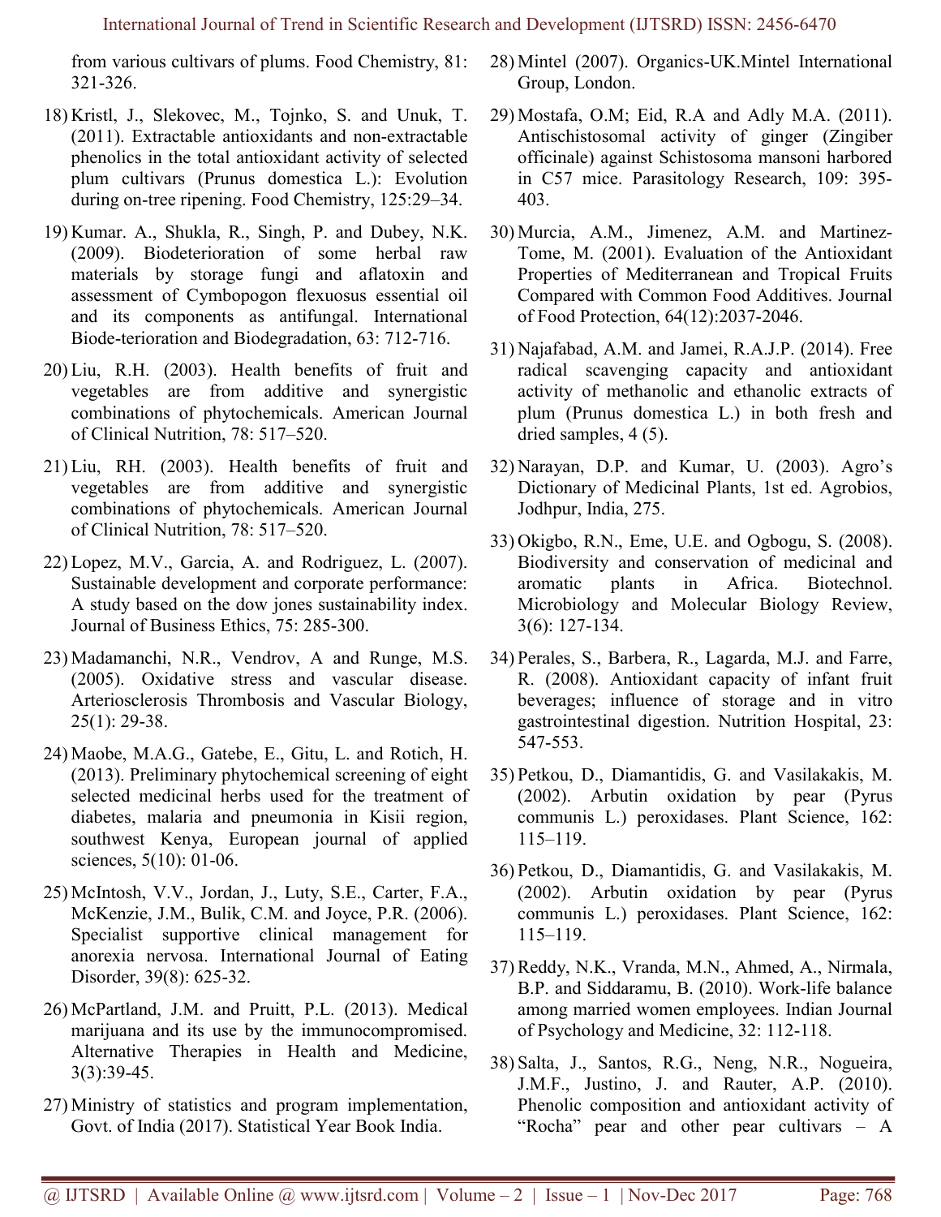from various cultivars of plums. Food Chemistry, 81: 321-326.

18) Kristl, J., Slekovec, M., Tojnko, S. and Unuk, T. (2011). Extractable antioxidants and non-extractable phenolics in the total antioxidant activity of selected plum cultivars (Prunus domestica L.): Evolution during on-tree ripening. Food Chemistry, 125:29–34.

19) Kumar. A., Shukla, R., Singh, P. and Dubey, N.K. (2009). Biodeterioration of some herbal raw materials by storage fungi and aflatoxin and assessment of Cymbopogon flexuosus essential oil and its components as antifungal. International Biode-terioration and Biodegradation, 63: 712-716.

20) Liu, R.H. (2003). Health benefits of fruit and vegetables are from additive and synergistic combinations of phytochemicals. American Journal of Clinical Nutrition, 78: 517–520.

21) Liu, RH. (2003). Health benefits of fruit and vegetables are from additive and synergistic combinations of phytochemicals. American Journal of Clinical Nutrition, 78: 517–520.

22) Lopez, M.V., Garcia, A. and Rodriguez, L. (2007). Sustainable development and corporate performance: A study based on the dow jones sustainability index. Journal of Business Ethics, 75: 285-300.

23) Madamanchi, N.R., Vendrov, A and Runge, M.S. (2005). Oxidative stress and vascular disease. Arteriosclerosis Thrombosis and Vascular Biology, 25(1): 29-38.

24) Maobe, M.A.G., Gatebe, E., Gitu, L. and Rotich, H. (2013). Preliminary phytochemical screening of eight selected medicinal herbs used for the treatment of diabetes, malaria and pneumonia in Kisii region, southwest Kenya, European journal of applied sciences, 5(10): 01-06.

25) McIntosh, V.V., Jordan, J., Luty, S.E., Carter, F.A., McKenzie, J.M., Bulik, C.M. and Joyce, P.R. (2006). Specialist supportive clinical management for anorexia nervosa. International Journal of Eating Disorder, 39(8): 625-32.

26) McPartland, J.M. and Pruitt, P.L. (2013). Medical marijuana and its use by the immunocompromised. Alternative Therapies in Health and Medicine, 3(3):39-45.

27) Ministry of statistics and program implementation, Govt. of India (2017). Statistical Year Book India.

28) Mintel (2007). Organics-UK.Mintel International Group, London.

29) Mostafa, O.M; Eid, R.A and Adly M.A. (2011). Antischistosomal activity of ginger (Zingiber officinale) against Schistosoma mansoni harbored in C57 mice. Parasitology Research, 109: 395-403.

30) Murcia, A.M., Jimenez, A.M. and Martinez-Tome, M. (2001). Evaluation of the Antioxidant Properties of Mediterranean and Tropical Fruits Compared with Common Food Additives. Journal of Food Protection, 64(12):2037-2046.

31) Najafabad, A.M. and Jamei, R.A.J.P. (2014). Free radical scavenging capacity and antioxidant activity of methanolic and ethanolic extracts of plum (Prunus domestica L.) in both fresh and dried samples, 4 (5).

32) Narayan, D.P. and Kumar, U. (2003). Agro's Dictionary of Medicinal Plants, 1st ed. Agrobios, Jodhpur, India, 275.

33) Okigbo, R.N., Eme, U.E. and Ogbogu, S. (2008). Biodiversity and conservation of medicinal and aromatic plants in Africa. Biotechnol. Microbiology and Molecular Biology Review, 3(6): 127-134.

34) Perales, S., Barbera, R., Lagarda, M.J. and Farre, R. (2008). Antioxidant capacity of infant fruit beverages; influence of storage and in vitro gastrointestinal digestion. Nutrition Hospital, 23: 547-553.

35) Petkou, D., Diamantidis, G. and Vasilakakis, M. (2002). Arbutin oxidation by pear (Pyrus communis L.) peroxidases. Plant Science, 162: 115–119.

36) Petkou, D., Diamantidis, G. and Vasilakakis, M. (2002). Arbutin oxidation by pear (Pyrus communis L.) peroxidases. Plant Science, 162: 115–119.

37) Reddy, N.K., Vranda, M.N., Ahmed, A., Nirmala, B.P. and Siddaramu, B. (2010). Work-life balance among married women employees. Indian Journal of Psychology and Medicine, 32: 112-118.

38) Salta, J., Santos, R.G., Neng, N.R., Nogueira, J.M.F., Justino, J. and Rauter, A.P. (2010). Phenolic composition and antioxidant activity of "Rocha" pear and other pear cultivars – A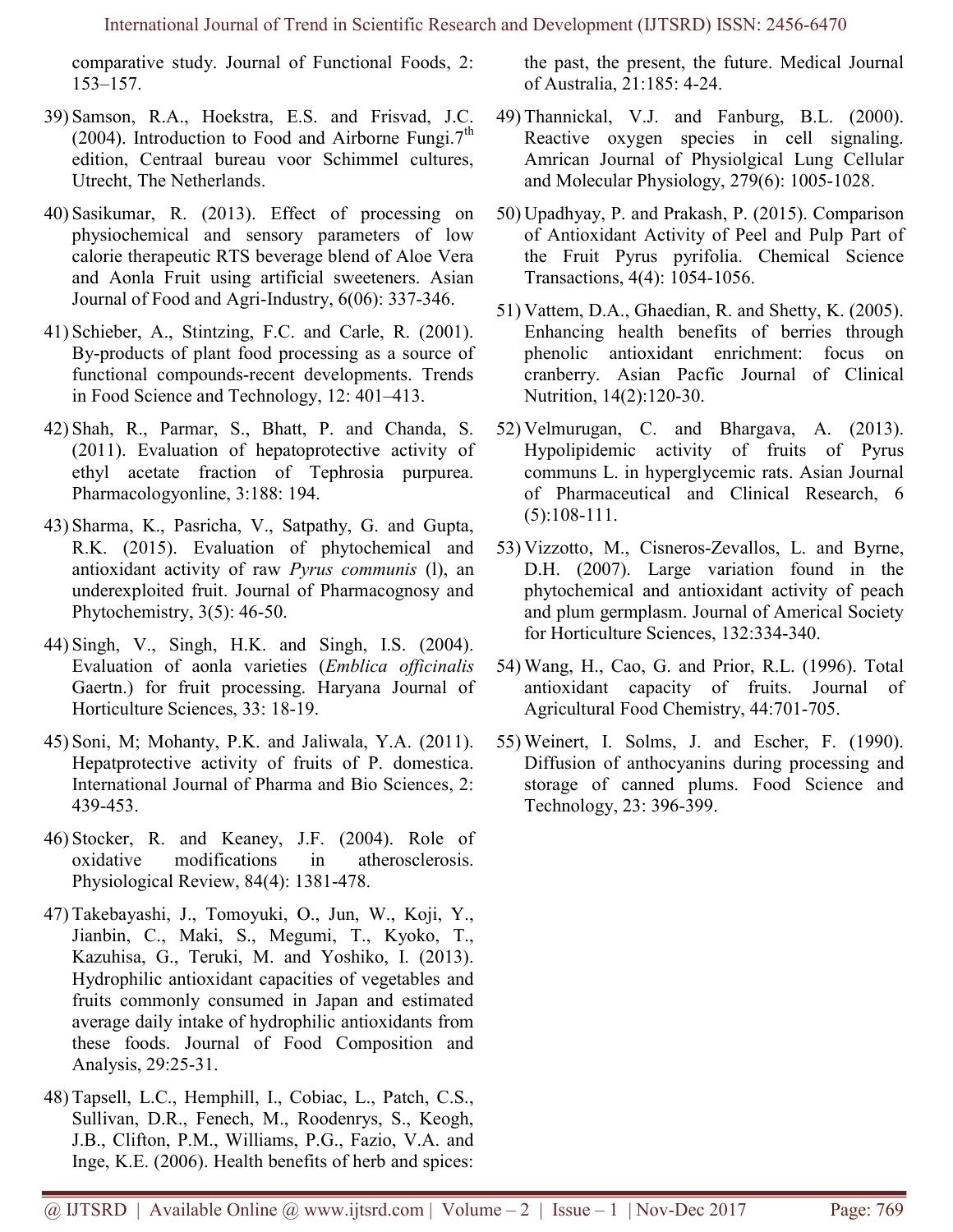comparative study. Journal of Functional Foods, 2: 153–157.

39) Samson, R.A., Hoekstra, E.S. and Frisvad, J.C. (2004). Introduction to Food and Airborne Fungi.7th edition, Centraal bureau voor Schimmel cultures, Utrecht, The Netherlands.

40) Sasikumar, R. (2013). Effect of processing on physiochemical and sensory parameters of low calorie therapeutic RTS beverage blend of Aloe Vera and Aonla Fruit using artificial sweeteners. Asian Journal of Food and Agri-Industry, 6(06): 337-346.

41) Schieber, A., Stintzing, F.C. and Carle, R. (2001). By-products of plant food processing as a source of functional compounds-recent developments. Trends in Food Science and Technology, 12: 401–413.

42) Shah, R., Parmar, S., Bhatt, P. and Chanda, S. (2011). Evaluation of hepatoprotective activity of ethyl acetate fraction of Tephrosia purpurea. Pharmacologyonline, 3:188: 194.

43) Sharma, K., Pasricha, V., Satpathy, G. and Gupta, R.K. (2015). Evaluation of phytochemical and antioxidant activity of raw *Pyrus communis* (l), an underexploited fruit. Journal of Pharmacognosy and Phytochemistry, 3(5): 46-50.

44) Singh, V., Singh, H.K. and Singh, I.S. (2004). Evaluation of aonla varieties (*Emblica officinalis* Gaertn.) for fruit processing. Haryana Journal of Horticulture Sciences, 33: 18-19.

45) Soni, M; Mohanty, P.K. and Jaliwala, Y.A. (2011). Hepatprotective activity of fruits of P. domestica. International Journal of Pharma and Bio Sciences, 2: 439-453.

46) Stocker, R. and Keaney, J.F. (2004). Role of oxidative modifications in atherosclerosis. Physiological Review, 84(4): 1381-478.

47) Takebayashi, J., Tomoyuki, O., Jun, W., Koji, Y., Jianbin, C., Maki, S., Megumi, T., Kyoko, T., Kazuhisa, G., Teruki, M. and Yoshiko, I. (2013). Hydrophilic antioxidant capacities of vegetables and fruits commonly consumed in Japan and estimated average daily intake of hydrophilic antioxidants from these foods. Journal of Food Composition and Analysis, 29:25-31.

48) Tapsell, L.C., Hemphill, I., Cobiac, L., Patch, C.S., Sullivan, D.R., Fenech, M., Roodenrys, S., Keogh, J.B., Clifton, P.M., Williams, P.G., Fazio, V.A. and Inge, K.E. (2006). Health benefits of herb and spices: the past, the present, the future. Medical Journal of Australia, 21:185: 4-24.

49) Thannickal, V.J. and Fanburg, B.L. (2000). Reactive oxygen species in cell signaling. Amrican Journal of Physiolgical Lung Cellular and Molecular Physiology, 279(6): 1005-1028.

50) Upadhyay, P. and Prakash, P. (2015). Comparison of Antioxidant Activity of Peel and Pulp Part of the Fruit Pyrus pyrifolia. Chemical Science Transactions, 4(4): 1054-1056.

51) Vattem, D.A., Ghaedian, R. and Shetty, K. (2005). Enhancing health benefits of berries through phenolic antioxidant enrichment: focus on cranberry. Asian Pacfic Journal of Clinical Nutrition, 14(2):120-30.

52) Velmurugan, C. and Bhargava, A. (2013). Hypolipidemic activity of fruits of Pyrus communs L. in hyperglycemic rats. Asian Journal of Pharmaceutical and Clinical Research, 6 (5):108-111.

53) Vizzotto, M., Cisneros-Zevallos, L. and Byrne, D.H. (2007). Large variation found in the phytochemical and antioxidant activity of peach and plum germplasm. Journal of Americal Society for Horticulture Sciences, 132:334-340.

54) Wang, H., Cao, G. and Prior, R.L. (1996). Total antioxidant capacity of fruits. Journal of Agricultural Food Chemistry, 44:701-705.

55) Weinert, I. Solms, J. and Escher, F. (1990). Diffusion of anthocyanins during processing and storage of canned plums. Food Science and Technology, 23: 396-399.